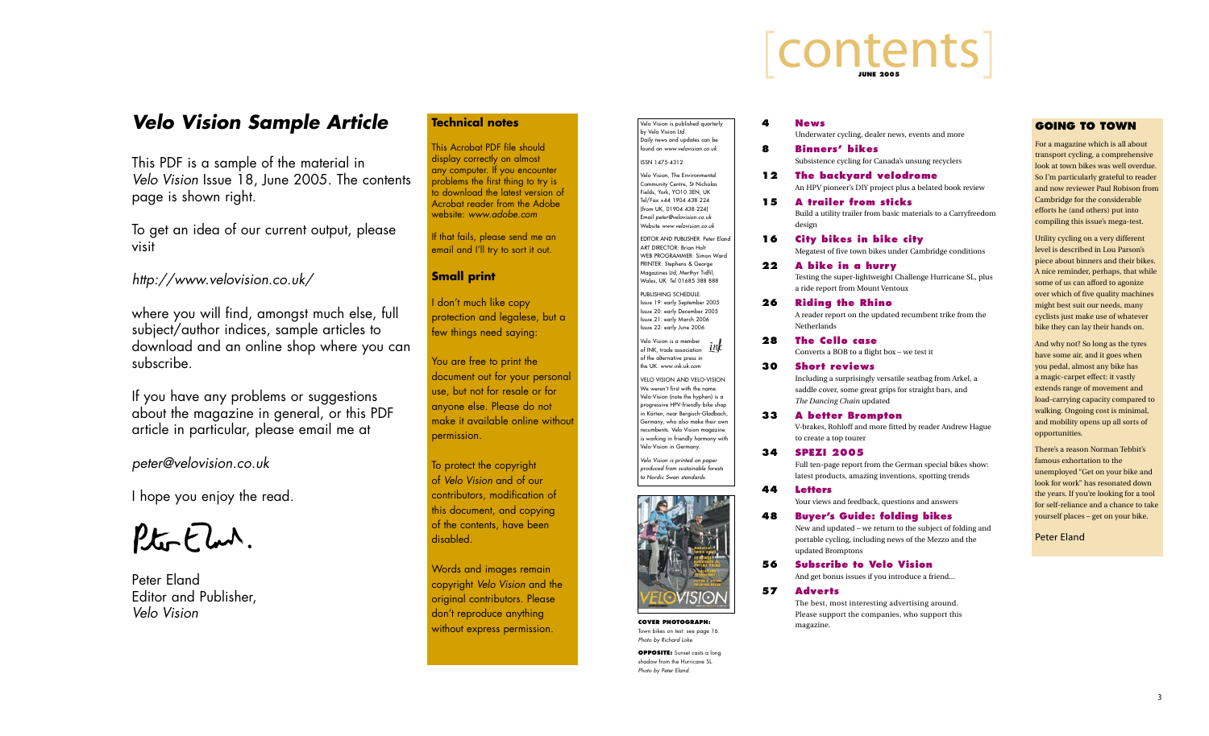# Velo Vision Sample Article

This PDF is a sample of the material in *Velo Vision* Issue 18, June 2005. The contents page is shown right.

To get an idea of our current output, please visit

*http://www.velovision.co.uk/*

where you will find, amongst much else, full subject/author indices, sample articles to download and an online shop where you can subscribe.

If you have any problems or suggestions about the magazine in general, or this PDF article in particular, please email me at

*peter@velovision.co.uk*

I hope you enjoy the read.

Peter Eland
Editor and Publisher,
*Velo Vision*

## Technical notes

This Acrobat PDF file should display correctly on almost any computer. If you encounter problems the first thing to try is to download the latest version of Acrobat reader from the Adobe website: *www.adobe.com*

If that fails, please send me an email and I'll try to sort it out.

## Small print

I don't much like copy protection and legalese, but a few things need saying:

You are free to print the document out for your personal use, but not for resale or for anyone else. Please do not make it available online without permission.

To protect the copyright of *Velo Vision* and of our contributors, modification of this document, and copying of the contents, have been disabled.

Words and images remain copyright *Velo Vision* and the original contributors. Please don't reproduce anything without express permission.

---

Velo Vision is published quarterly by Velo Vision Ltd. Daily news and updates can be found on *www.velovision.co.uk*

ISSN 1475-4312

Velo Vision, The Environmental Community Centre, St Nicholas Fields, York, YO10 3EN, UK
Tel/Fax +44 1904 438 224 (from UK, 01904 438 224)
Email *peter@velovision.co.uk*
Website *www.velovision.co.uk*

EDITOR AND PUBLISHER: Peter Eland
ART DIRECTOR: Brian Holt
WEB PROGRAMMER: Simon Ward
PRINTER: Stephens & George Magazines Ltd, Merthyr Tydfil, Wales, UK. Tel 01685 388 888

PUBLISHING SCHEDULE:
Issue 19: early September 2005
Issue 20: early December 2005
Issue 21: early March 2006
Issue 22: early June 2006

Velo Vision is a member of INK, trade association of the alternative press in the UK: www.ink.uk.com

VELO VISION AND VELO-VISION
We weren't first with the name. Velo-Vision (note the hyphen) is a progressive HPV-friendly bike shop in Kürten, near Bergisch-Gladbach, Germany, who also make their own recumbents. Velo Vision magazine is working in friendly harmony with Velo-Vision in Germany.

*Velo Vision is printed on paper produced from sustainable forests to Nordic Swan standards.*

**COVER PHOTOGRAPH:** Town bikes on test: see page 16. *Photo by Richard Loke.*

**OPPOSITE:** Sunset casts a long shadow from the Hurricane SL. *Photo by Peter Eland.*

# [contents]

JUNE 2005

**4 News**
Underwater cycling, dealer news, events and more

**8 Binners' bikes**
Subsistence cycling for Canada's unsung recyclers

**12 The backyard velodrome**
An HPV pioneer's DIY project plus a belated book review

**15 A trailer from sticks**
Build a utility trailer from basic materials to a Carryfreedom design

**16 City bikes in bike city**
Megatest of five town bikes under Cambridge conditions

**22 A bike in a hurry**
Testing the super-lightweight Challenge Hurricane SL, plus a ride report from Mount Ventoux

**26 Riding the Rhino**
A reader report on the updated recumbent trike from the Netherlands

**28 The Cello case**
Converts a BOB to a flight box – we test it

**30 Short reviews**
Including a surprisingly versatile seatbag from Arkel, a saddle cover, some great grips for straight bars, and *The Dancing Chain* updated

**33 A better Brompton**
V-brakes, Rohloff and more fitted by reader Andrew Hague to create a top tourer

**34 SPEZI 2005**
Full ten-page report from the German special bikes show: latest products, amazing inventions, spotting trends

**44 Letters**
Your views and feedback, questions and answers

**48 Buyer's Guide: folding bikes**
New and updated – we return to the subject of folding and portable cycling, including news of the Mezzo and the updated Bromptons

**56 Subscribe to Velo Vision**
And get bonus issues if you introduce a friend...

**57 Adverts**
The best, most interesting advertising around. Please support the companies, who support this magazine.

## GOING TO TOWN

For a magazine which is all about transport cycling, a comprehensive look at town bikes was well overdue. So I'm particularly grateful to reader and now reviewer Paul Robison from Cambridge for the considerable efforts he (and others) put into compiling this issue's mega-test.

Utility cycling on a very different level is described in Lou Parson's piece about binners and their bikes. A nice reminder, perhaps, that while some of us can afford to agonize over which of five quality machines might best suit our needs, many cyclists just make use of whatever bike they can lay their hands on.

And why not? So long as the tyres have some air, and it goes when you pedal, almost any bike has a magic-carpet effect: it vastly extends range of movement and load-carrying capacity compared to walking. Ongoing cost is minimal, and mobility opens up all sorts of opportunities.

There's a reason Norman Tebbit's famous exhortation to the unemployed "Get on your bike and look for work" has resonated down the years. If you're looking for a tool for self-reliance and a chance to take yourself places – get on your bike.

Peter Eland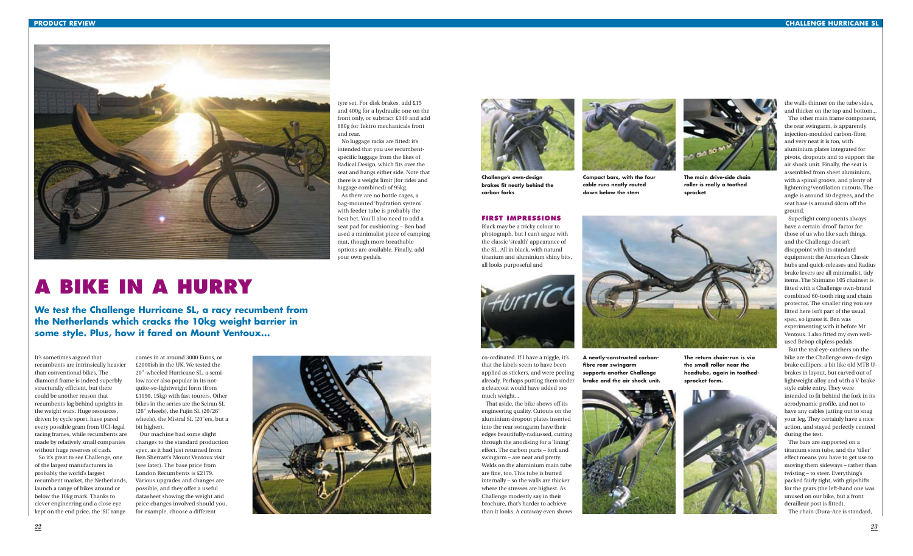# A BIKE IN A HURRY

**We test the Challenge Hurricane SL, a racy recumbent from the Netherlands which cracks the 10kg weight barrier in some style. Plus, how it fared on Mount Ventoux...**

It's sometimes argued that recumbents are intrinsically heavier than conventional bikes. The diamond frame is indeed superbly structurally efficient, but there could be another reason that recumbents lag behind uprights in the weight wars. Huge resources, driven by cycle sport, have pared every possible gram from UCI-legal racing frames, while recumbents are made by relatively small companies without huge reserves of cash.

So it's great to see Challenge, one of the largest manufacturers in probably the world's largest recumbent market, the Netherlands, launch a range of bikes around or below the 10kg mark. Thanks to clever engineering and a close eye kept on the end price, the 'SL' range comes in at around 3000 Euros, or £2000ish in the UK. We tested the 20"-wheeled Hurricane SL, a semi-low racer also popular in its not-quite-so-lightweight form (from £1190, 15kg) with fast tourers. Other bikes in the series are the Seiran SL (26" wheels), the Fujin SL (20/26" wheels), the Mistral SL (20"ers, but a bit higher).

Our machine had some slight changes to the standard production spec, as it had just returned from Ben Sherratt's Mount Ventoux visit (see later). The base price from London Recumbents is £2179. Various upgrades and changes are possible, and they offer a useful datasheet showing the weight and price changes involved should you, for example, choose a different tyre set. For disk brakes, add £15 and 400g for a hydraulic one on the front only, or subtract £140 and add 680g for Tektro mechanicals front and rear.

No luggage racks are fitted: it's intended that you use recumbent-specific luggage from the likes of Radical Design, which fits over the seat and hangs either side. Note that there is a weight limit (for rider and luggage combined) of 95kg.

As there are no bottle cages, a bag-mounted 'hydration system' with feeder tube is probably the best bet. You'll also need to add a seat pad for cushioning – Ben had used a minimalist piece of camping mat, though more breathable options are available. Finally, add your own pedals.

Challenge's own-design brakes fit neatly behind the carbon forks

Compact bars, with the four cable runs neatly routed down below the stem

The main drive-side chain roller is really a toothed sprocket

## FIRST IMPRESSIONS

Black may be a tricky colour to photograph, but I can't argue with the classic 'stealth' appearance of the SL. All in black, with natural titanium and aluminium shiny bits, all looks purposeful and co-ordinated. If I have a niggle, it's that the labels seem to have been applied as stickers, and were peeling already. Perhaps putting them under a clearcoat would have added too much weight...

That aside, the bike shows off its engineering quality. Cutouts on the aluminium dropout plates inserted into the rear swingarm have their edges beautifully-radiussed, cutting through the anodising for a 'lining' effect. The carbon parts – fork and swingarm – are neat and pretty. Welds on the aluminium main tube are fine, too. This tube is butted internally – so the walls are thicker where the stresses are highest. As Challenge modestly say in their brochure, that's harder to achieve than it looks. A cutaway even shows the walls thinner on the tube sides, and thicker on the top and bottom...

The other main frame component, the rear swingarm, is apparently injection-moulded carbon-fibre, and very neat it is too, with aluminium plates integrated for pivots, dropouts and to support the air shock unit. Finally, the seat is assembled from sheet aluminium, with a spinal groove, and plenty of lightening/ventilation cutouts. The angle is around 30 degrees, and the seat base is around 40cm off the ground.

A neatly-constructed carbon-fibre rear swingarm supports another Challenge brake and the air shock unit.

The return chain-run is via the small roller near the headtube, again in toothed-sprocket form.

Superlight components always have a certain 'drool' factor for those of us who like such things, and the Challenge doesn't disappoint with its standard equipment: the American Classic hubs and quick-releases and Radius brake levers are all minimalist, tidy items. The Shimano 105 chainset is fitted with a Challenge own-brand combined 60-tooth ring and chain protector. The smaller ring you see fitted here isn't part of the usual spec, so ignore it. Ben was experimenting with it before Mt Ventoux. I also fitted my own well-used Bebop clipless pedals.

But the real eye-catchers on the bike are the Challenge own-design brake callipers: a bit like old MTB U-brakes in layout, but carved out of lightweight alloy and with a V-brake style cable entry. They were intended to fit behind the fork in its aerodynamic profile, and not to have any cables jutting out to snag your leg. They certainly have a nice action, and stayed perfectly centred during the test.

The bars are supported on a titanium stem tube, and the 'tiller' effect means you have to get use to moving them sideways – rather than twisting – to steer. Everything's packed fairly tight, with gripshifts for the gears (the left-hand one was unused on our bike, but a front derailleur post is fitted).

The chain (Dura-Ace is standard,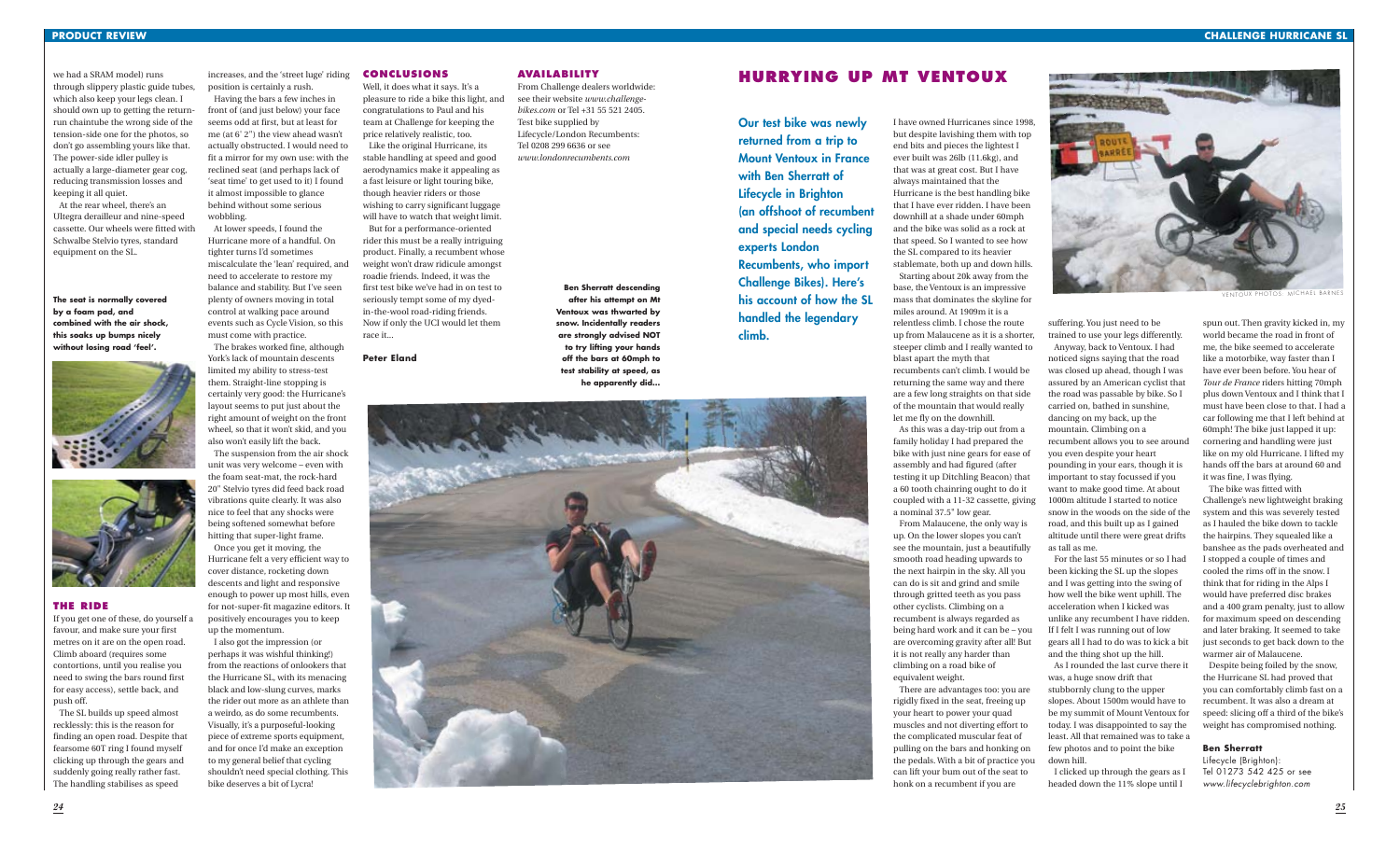we had a SRAM model) runs through slippery plastic guide tubes, which also keep your legs clean. I should own up to getting the return-run chaintube the wrong side of the tension-side one for the photos, so don't go assembling yours like that. The power-side idler pulley is actually a large-diameter gear cog, reducing transmission losses and keeping it all quiet.

At the rear wheel, there's an Ultegra derailleur and nine-speed cassette. Our wheels were fitted with Schwalbe Stelvio tyres, standard equipment on the SL.

**The seat is normally covered by a foam pad, and combined with the air shock, this soaks up bumps nicely without losing road 'feel'.**

## THE RIDE

If you get one of these, do yourself a favour, and make sure your first metres on it are on the open road. Climb aboard (requires some contortions, until you realise you need to swing the bars round first for easy access), settle back, and push off.

The SL builds up speed almost recklessly: this is the reason for finding an open road. Despite that fearsome 60T ring I found myself clicking up through the gears and suddenly going really rather fast. The handling stabilises as speed increases, and the 'street luge' riding position is certainly a rush.

Having the bars a few inches in front of (and just below) your face seems odd at first, but at least for me (at 6' 2") the view ahead wasn't actually obstructed. I would need to fit a mirror for my own use: with the reclined seat (and perhaps lack of 'seat time' to get used to it) I found it almost impossible to glance behind without some serious wobbling.

At lower speeds, I found the Hurricane more of a handful. On tighter turns I'd sometimes miscalculate the 'lean' required, and need to accelerate to restore my balance and stability. But I've seen plenty of owners moving in total control at walking pace around events such as Cycle Vision, so this must come with practice.

The brakes worked fine, although York's lack of mountain descents limited my ability to stress-test them. Straight-line stopping is certainly very good: the Hurricane's layout seems to put just about the right amount of weight on the front wheel, so that it won't skid, and you also won't easily lift the back.

The suspension from the air shock unit was very welcome – even with the foam seat-mat, the rock-hard 20" Stelvio tyres did feed back road vibrations quite clearly. It was also nice to feel that any shocks were being softened somewhat before hitting that super-light frame.

Once you get it moving, the Hurricane felt a very efficient way to cover distance, rocketing down descents and light and responsive enough to power up most hills, even for not-super-fit magazine editors. It positively encourages you to keep up the momentum.

I also got the impression (or perhaps it was wishful thinking!) from the reactions of onlookers that the Hurricane SL, with its menacing black and low-slung curves, marks the rider out more as an athlete than a weirdo, as do some recumbents. Visually, it's a purposeful-looking piece of extreme sports equipment, and for once I'd make an exception to my general belief that cycling shouldn't need special clothing. This bike deserves a bit of Lycra!

## CONCLUSIONS

Well, it does what it says. It's a pleasure to ride a bike this light, and congratulations to Paul and his team at Challenge for keeping the price relatively realistic, too.

Like the original Hurricane, its stable handling at speed and good aerodynamics make it appealing as a fast leisure or light touring bike, though heavier riders or those wishing to carry significant luggage will have to watch that weight limit.

But for a performance-oriented rider this must be a really intriguing product. Finally, a recumbent whose weight won't draw ridicule amongst roadie friends. Indeed, it was the first test bike we've had in on test to seriously tempt some of my dyed-in-the-wool road-riding friends. Now if only the UCI would let them race it...

**Peter Eland**

## AVAILABILITY

From Challenge dealers worldwide: see their website *www.challenge-bikes.com* or Tel +31 55 521 2405. Test bike supplied by Lifecycle/London Recumbents: Tel 0208 299 6636 or see *www.londonrecumbents.com*

**Ben Sherratt descending after his attempt on Mt Ventoux was thwarted by snow. Incidentally readers are strongly advised NOT to try lifting your hands off the bars at 60mph to test stability at speed, as he apparently did...**

# HURRYING UP MT VENTOUX

**Our test bike was newly returned from a trip to Mount Ventoux in France with Ben Sherratt of Lifecycle in Brighton (an offshoot of recumbent and special needs cycling experts London Recumbents, who import Challenge Bikes). Here's his account of how the SL handled the legendary climb.**

I have owned Hurricanes since 1998, but despite lavishing them with top end bits and pieces the lightest I ever built was 26lb (11.6kg), and that was at great cost. But I have always maintained that the Hurricane is the best handling bike that I have ever ridden. I have been downhill at a shade under 60mph and the bike was solid as a rock at that speed. So I wanted to see how the SL compared to its heavier stablemate, both up and down hills.

Starting about 20k away from the base, the Ventoux is an impressive mass that dominates the skyline for miles around. At 1909m it is a relentless climb. I chose the route up from Malaucene as it is a shorter, steeper climb and I really wanted to blast apart the myth that recumbents can't climb. I would be returning the same way and there are a few long straights on that side of the mountain that would really let me fly on the downhill.

As this was a day-trip out from a family holiday I had prepared the bike with just nine gears for ease of assembly and had figured (after testing it up Ditchling Beacon) that a 60 tooth chainring ought to do it coupled with a 11-32 cassette, giving a nominal 37.5" low gear.

From Malaucene, the only way is up. On the lower slopes you can't see the mountain, just a beautifully smooth road heading upwards to the next hairpin in the sky. All you can do is sit and grind and smile through gritted teeth as you pass other cyclists. Climbing on a recumbent is always regarded as being hard work and it can be – you are overcoming gravity after all! But it is not really any harder than climbing on a road bike of equivalent weight.

There are advantages too: you are rigidly fixed in the seat, freeing up your heart to power your quad muscles and not diverting effort to the complicated muscular feat of pulling on the bars and honking on the pedals. With a bit of practice you can lift your bum out of the seat to honk on a recumbent if you are suffering. You just need to be trained to use your legs differently.

Anyway, back to Ventoux. I had noticed signs saying that the road was closed up ahead, though I was assured by an American cyclist that the road was passable by bike. So I carried on, bathed in sunshine, dancing on my back, up the mountain. Climbing on a recumbent allows you to see around you even despite your heart pounding in your ears, though it is important to stay focussed if you want to make good time. At about 1000m altitude I started to notice snow in the woods on the side of the road, and this built up as I gained altitude until there were great drifts as tall as me.

For the last 55 minutes or so I had been kicking the SL up the slopes and I was getting into the swing of how well the bike went uphill. The acceleration when I kicked was unlike any recumbent I have ridden. If I felt I was running out of low gears all I had to do was to kick a bit and the thing shot up the hill.

As I rounded the last curve there it was, a huge snow drift that stubbornly clung to the upper slopes. About 1500m would have to be my summit of Mount Ventoux for today. I was disappointed to say the least. All that remained was to take a few photos and to point the bike down hill.

I clicked up through the gears as I headed down the 11% slope until I spun out. Then gravity kicked in, my world became the road in front of me, the bike seemed to accelerate like a motorbike, way faster than I have ever been before. You hear of *Tour de France* riders hitting 70mph plus down Ventoux and I think that I must have been close to that. I had a car following me that I left behind at 60mph! The bike just lapped it up: cornering and handling were just like on my old Hurricane. I lifted my hands off the bars at around 60 and it was fine, I was flying.

The bike was fitted with Challenge's new lightweight braking system and this was severely tested as I hauled the bike down to tackle the hairpins. They squealed like a banshee as the pads overheated and I stopped a couple of times and cooled the rims off in the snow. I think that for riding in the Alps I would have preferred disc brakes and a 400 gram penalty, just to allow for maximum speed on descending and later braking. It seemed to take just seconds to get back down to the warmer air of Malaucene.

Despite being foiled by the snow, the Hurricane SL had proved that you can comfortably climb fast on a recumbent. It was also a dream at speed: slicing off a third of the bike's weight has compromised nothing.

**Ben Sherratt**
Lifecycle (Brighton):
Tel 01273 542 425 or see
*www.lifecyclebrighton.com*

VENTOUX PHOTOS: MICHAEL BARNES